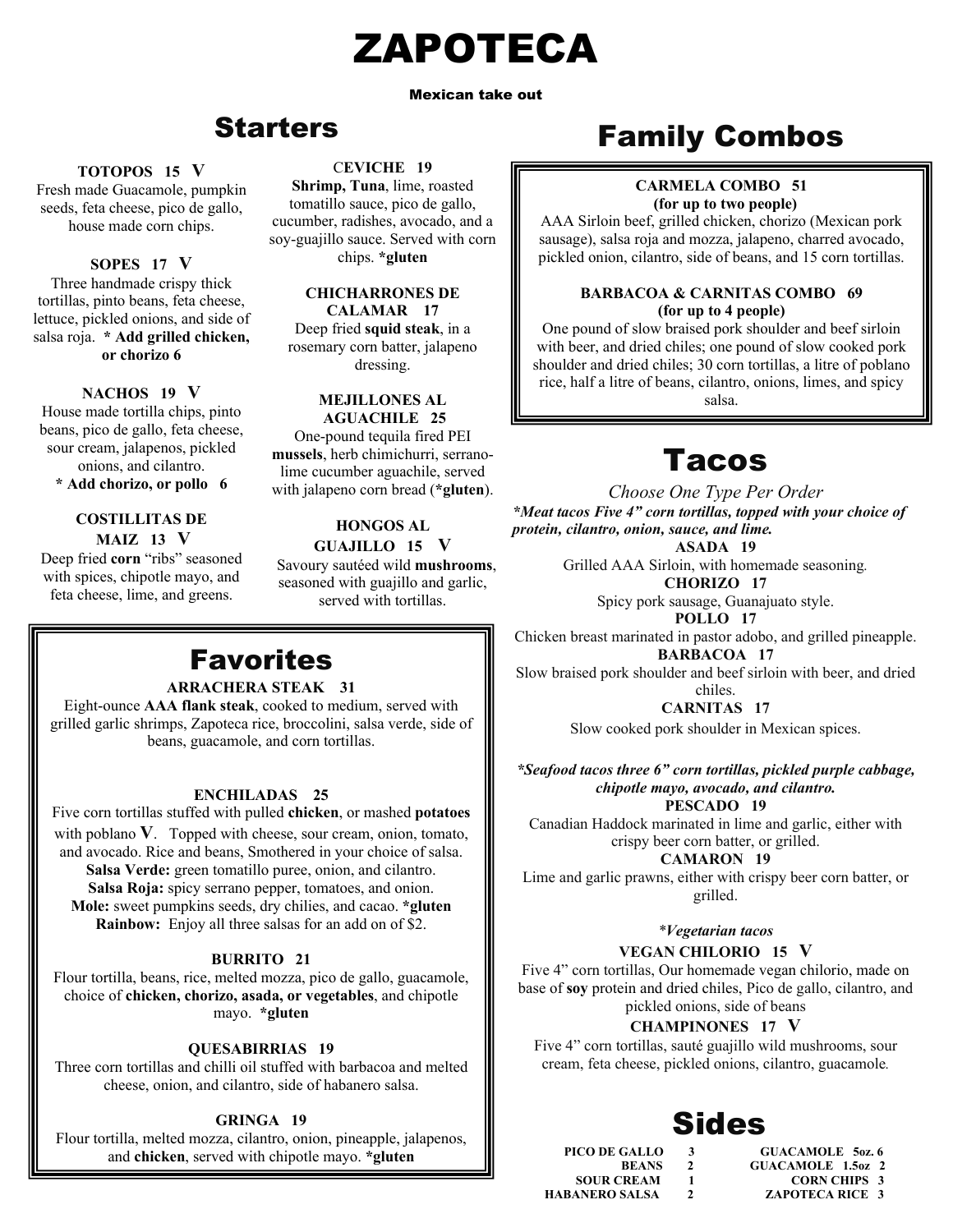# ZAPOTECA

Mexican take out

## Starters

**TOTOPOS 15 V**
Fresh made Guacamole, pumpkin seeds, feta cheese, pico de gallo, house made corn chips.

**SOPES 17 V**
Three handmade crispy thick tortillas, pinto beans, feta cheese, lettuce, pickled onions, and side of salsa roja. **\* Add grilled chicken, or chorizo 6**

**NACHOS 19 V**
House made tortilla chips, pinto beans, pico de gallo, feta cheese, sour cream, jalapenos, pickled onions, and cilantro.
**\* Add chorizo, or pollo 6**

**COSTILLITAS DE MAIZ 13 V**
Deep fried **corn** "ribs" seasoned with spices, chipotle mayo, and feta cheese, lime, and greens.

**CEVICHE 19**
**Shrimp, Tuna**, lime, roasted tomatillo sauce, pico de gallo, cucumber, radishes, avocado, and a soy-guajillo sauce. Served with corn chips. **\*gluten**

**CHICHARRONES DE CALAMAR 17**
Deep fried **squid steak**, in a rosemary corn batter, jalapeno dressing.

**MEJILLONES AL AGUACHILE 25**
One-pound tequila fired PEI **mussels**, herb chimichurri, serrano-lime cucumber aguachile, served with jalapeno corn bread (**\*gluten**).

**HONGOS AL GUAJILLO 15 V**
Savoury sautéed wild **mushrooms**, seasoned with guajillo and garlic, served with tortillas.

## Favorites

**ARRACHERA STEAK 31**
Eight-ounce **AAA flank steak**, cooked to medium, served with grilled garlic shrimps, Zapoteca rice, broccolini, salsa verde, side of beans, guacamole, and corn tortillas.

**ENCHILADAS 25**
Five corn tortillas stuffed with pulled **chicken**, or mashed **potatoes** with poblano **V**. Topped with cheese, sour cream, onion, tomato, and avocado. Rice and beans, Smothered in your choice of salsa.
**Salsa Verde:** green tomatillo puree, onion, and cilantro.
**Salsa Roja:** spicy serrano pepper, tomatoes, and onion.
**Mole:** sweet pumpkins seeds, dry chilies, and cacao. **\*gluten**
**Rainbow:** Enjoy all three salsas for an add on of $2.

**BURRITO 21**
Flour tortilla, beans, rice, melted mozza, pico de gallo, guacamole, choice of **chicken, chorizo, asada, or vegetables**, and chipotle mayo. **\*gluten**

**QUESABIRRIAS 19**
Three corn tortillas and chilli oil stuffed with barbacoa and melted cheese, onion, and cilantro, side of habanero salsa.

**GRINGA 19**
Flour tortilla, melted mozza, cilantro, onion, pineapple, jalapenos, and **chicken**, served with chipotle mayo. **\*gluten**

## Family Combos

**CARMELA COMBO 51**
**(for up to two people)**
AAA Sirloin beef, grilled chicken, chorizo (Mexican pork sausage), salsa roja and mozza, jalapeno, charred avocado, pickled onion, cilantro, side of beans, and 15 corn tortillas.

**BARBACOA & CARNITAS COMBO 69**
**(for up to 4 people)**
One pound of slow braised pork shoulder and beef sirloin with beer, and dried chiles; one pound of slow cooked pork shoulder and dried chiles; 30 corn tortillas, a litre of poblano rice, half a litre of beans, cilantro, onions, limes, and spicy salsa.

## Tacos

*Choose One Type Per Order*

***Meat tacos Five 4" corn tortillas, topped with your choice of protein, cilantro, onion, sauce, and lime.**

**ASADA 19**
Grilled AAA Sirloin, with homemade seasoning.

**CHORIZO 17**
Spicy pork sausage, Guanajuato style.

**POLLO 17**
Chicken breast marinated in pastor adobo, and grilled pineapple.

**BARBACOA 17**
Slow braised pork shoulder and beef sirloin with beer, and dried chiles.

**CARNITAS 17**
Slow cooked pork shoulder in Mexican spices.

***Seafood tacos three 6" corn tortillas, pickled purple cabbage, chipotle mayo, avocado, and cilantro.**

**PESCADO 19**
Canadian Haddock marinated in lime and garlic, either with crispy beer corn batter, or grilled.

**CAMARON 19**
Lime and garlic prawns, either with crispy beer corn batter, or grilled.

*\*Vegetarian tacos*

**VEGAN CHILORIO 15 V**
Five 4" corn tortillas, Our homemade vegan chilorio, made on base of **soy** protein and dried chiles, Pico de gallo, cilantro, and pickled onions, side of beans

**CHAMPINONES 17 V**
Five 4" corn tortillas, sauté guajillo wild mushrooms, sour cream, feta cheese, pickled onions, cilantro, guacamole.

## Sides

| | | | |
|---|---|---|---|
| PICO DE GALLO | 3 | GUACAMOLE 5oz. | 6 |
| BEANS | 2 | GUACAMOLE 1.5oz | 2 |
| SOUR CREAM | 1 | CORN CHIPS | 3 |
| HABANERO SALSA | 2 | ZAPOTECA RICE | 3 |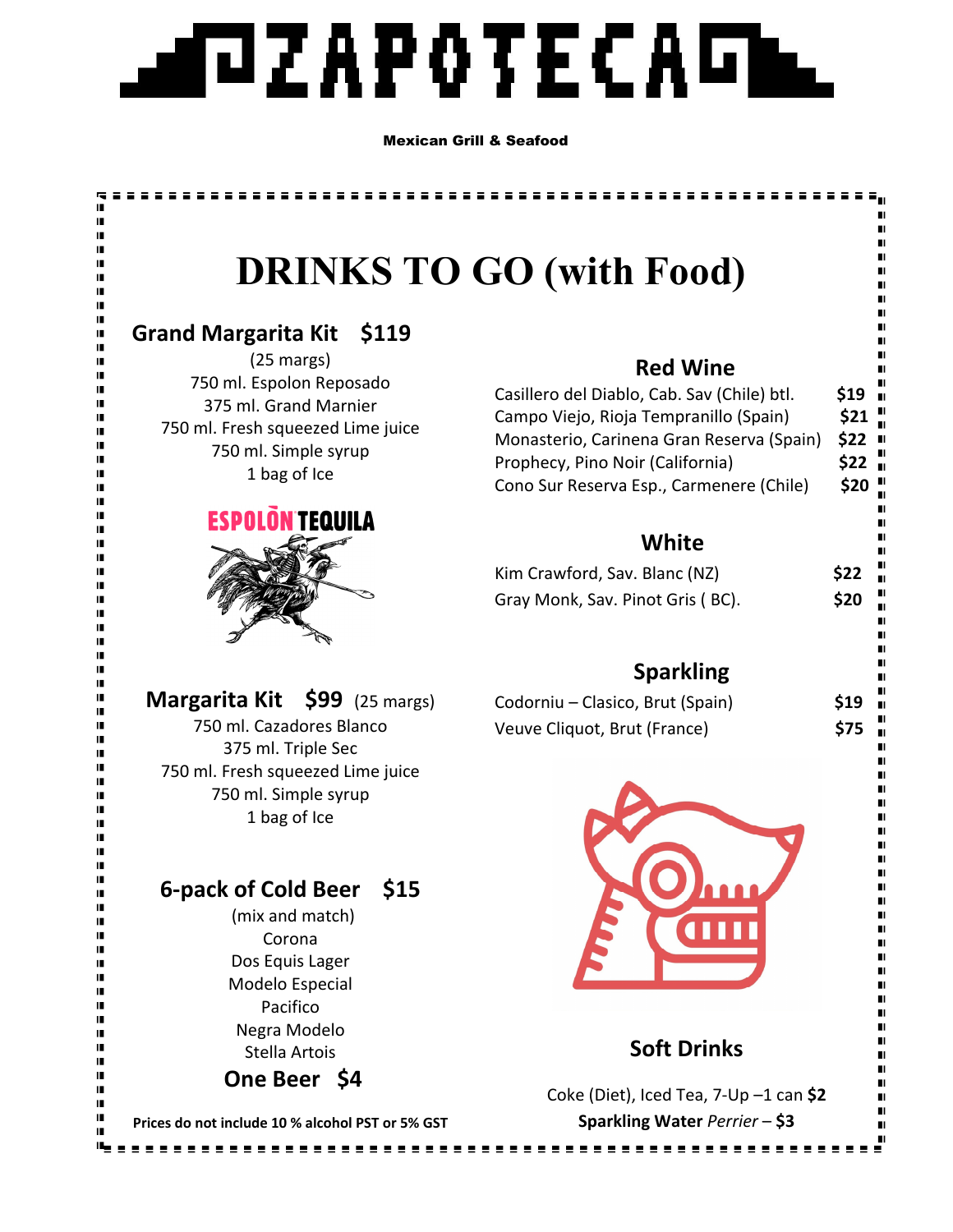# ZAPOTECA

**Mexican Grill & Seafood**

## DRINKS TO GO (with Food)

### Grand Margarita Kit $119

(25 margs)
750 ml. Espolon Reposado
375 ml. Grand Marnier
750 ml. Fresh squeezed Lime juice
750 ml. Simple syrup
1 bag of Ice

ESPOLÒN TEQUILA

### Margarita Kit $99 (25 margs)

750 ml. Cazadores Blanco
375 ml. Triple Sec
750 ml. Fresh squeezed Lime juice
750 ml. Simple syrup
1 bag of Ice

### 6-pack of Cold Beer $15

(mix and match)
Corona
Dos Equis Lager
Modelo Especial
Pacifico
Negra Modelo
Stella Artois

### One Beer $4

**Prices do not include 10 % alcohol PST or 5% GST**

### Red Wine

| | |
|---|---|
| Casillero del Diablo, Cab. Sav (Chile) btl. | $19 |
| Campo Viejo, Rioja Tempranillo (Spain) | $21 |
| Monasterio, Carinena Gran Reserva (Spain) | $22 |
| Prophecy, Pino Noir (California) | $22 |
| Cono Sur Reserva Esp., Carmenere (Chile) | $20 |

### White

| | |
|---|---|
| Kim Crawford, Sav. Blanc (NZ) | $22 |
| Gray Monk, Sav. Pinot Gris ( BC). | $20 |

### Sparkling

| | |
|---|---|
| Codorniu – Clasico, Brut (Spain) | $19 |
| Veuve Cliquot, Brut (France) | $75 |

### Soft Drinks

Coke (Diet), Iced Tea, 7-Up –1 can **$2**
**Sparkling Water** *Perrier* – **$3**